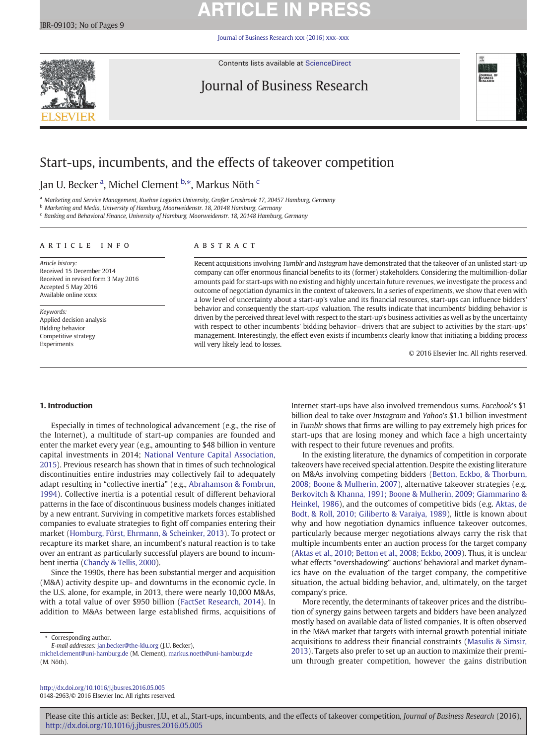# Start-ups, incumbents, and the effects of takeover competition

Jan U. Becker [a], Michel Clement [b,*], Markus Nöth [c]

[a] Marketing and Service Management, Kuehne Logistics University, Großer Grasbrook 17, 20457 Hamburg, Germany
[b] Marketing and Media, University of Hamburg, Moorweidenstr. 18, 20148 Hamburg, Germany
[c] Banking and Behavioral Finance, University of Hamburg, Moorweidenstr. 18, 20148 Hamburg, Germany

## ARTICLE INFO

*Article history:*
Received 15 December 2014
Received in revised form 3 May 2016
Accepted 5 May 2016
Available online xxxx

*Keywords:*
Applied decision analysis
Bidding behavior
Competitive strategy
Experiments

## ABSTRACT

Recent acquisitions involving *Tumblr* and *Instagram* have demonstrated that the takeover of an unlisted start-up company can offer enormous financial benefits to its (former) stakeholders. Considering the multimillion-dollar amounts paid for start-ups with no existing and highly uncertain future revenues, we investigate the process and outcome of negotiation dynamics in the context of takeovers. In a series of experiments, we show that even with a low level of uncertainty about a start-up's value and its financial resources, start-ups can influence bidders' behavior and consequently the start-ups' valuation. The results indicate that incumbents' bidding behavior is driven by the perceived threat level with respect to the start-up's business activities as well as by the uncertainty with respect to other incumbents' bidding behavior—drivers that are subject to activities by the start-ups' management. Interestingly, the effect even exists if incumbents clearly know that initiating a bidding process will very likely lead to losses.

© 2016 Elsevier Inc. All rights reserved.

## 1. Introduction

Especially in times of technological advancement (e.g., the rise of the Internet), a multitude of start-up companies are founded and enter the market every year (e.g., amounting to $48 billion in venture capital investments in 2014; National Venture Capital Association, 2015). Previous research has shown that in times of such technological discontinuities entire industries may collectively fail to adequately adapt resulting in "collective inertia" (e.g., Abrahamson & Fombrun, 1994). Collective inertia is a potential result of different behavioral patterns in the face of discontinuous business models changes initiated by a new entrant. Surviving in competitive markets forces established companies to evaluate strategies to fight off companies entering their market (Homburg, Fürst, Ehrmann, & Scheinker, 2013). To protect or recapture its market share, an incumbent's natural reaction is to take over an entrant as particularly successful players are bound to incumbent inertia (Chandy & Tellis, 2000).

Since the 1990s, there has been substantial merger and acquisition (M&A) activity despite up- and downturns in the economic cycle. In the U.S. alone, for example, in 2013, there were nearly 10,000 M&As, with a total value of over $950 billion (FactSet Research, 2014). In addition to M&As between large established firms, acquisitions of Internet start-ups have also involved tremendous sums. *Facebook*'s $1 billion deal to take over *Instagram* and *Yahoo*'s $1.1 billion investment in *Tumblr* shows that firms are willing to pay extremely high prices for start-ups that are losing money and which face a high uncertainty with respect to their future revenues and profits.

In the existing literature, the dynamics of competition in corporate takeovers have received special attention. Despite the existing literature on M&As involving competing bidders (Betton, Eckbo, & Thorburn, 2008; Boone & Mulherin, 2007), alternative takeover strategies (e.g. Berkovitch & Khanna, 1991; Boone & Mulherin, 2009; Giammarino & Heinkel, 1986), and the outcomes of competitive bids (e.g. Aktas, de Bodt, & Roll, 2010; Giliberto & Varaiya, 1989), little is known about why and how negotiation dynamics influence takeover outcomes, particularly because merger negotiations always carry the risk that multiple incumbents enter an auction process for the target company (Aktas et al., 2010; Betton et al., 2008; Eckbo, 2009). Thus, it is unclear what effects "overshadowing" auctions' behavioral and market dynamics have on the evaluation of the target company, the competitive situation, the actual bidding behavior, and, ultimately, on the target company's price.

More recently, the determinants of takeover prices and the distribution of synergy gains between targets and bidders have been analyzed mostly based on available data of listed companies. It is often observed in the M&A market that targets with internal growth potential initiate acquisitions to address their financial constraints (Masulis & Simsir, 2013). Targets also prefer to set up an auction to maximize their premium through greater competition, however the gains distribution

---

* Corresponding author.
*E-mail addresses:* jan.becker@the-klu.org (J.U. Becker), michel.clement@uni-hamburg.de (M. Clement), markus.noeth@uni-hamburg.de (M. Nöth).

http://dx.doi.org/10.1016/j.jbusres.2016.05.005
0148-2963/© 2016 Elsevier Inc. All rights reserved.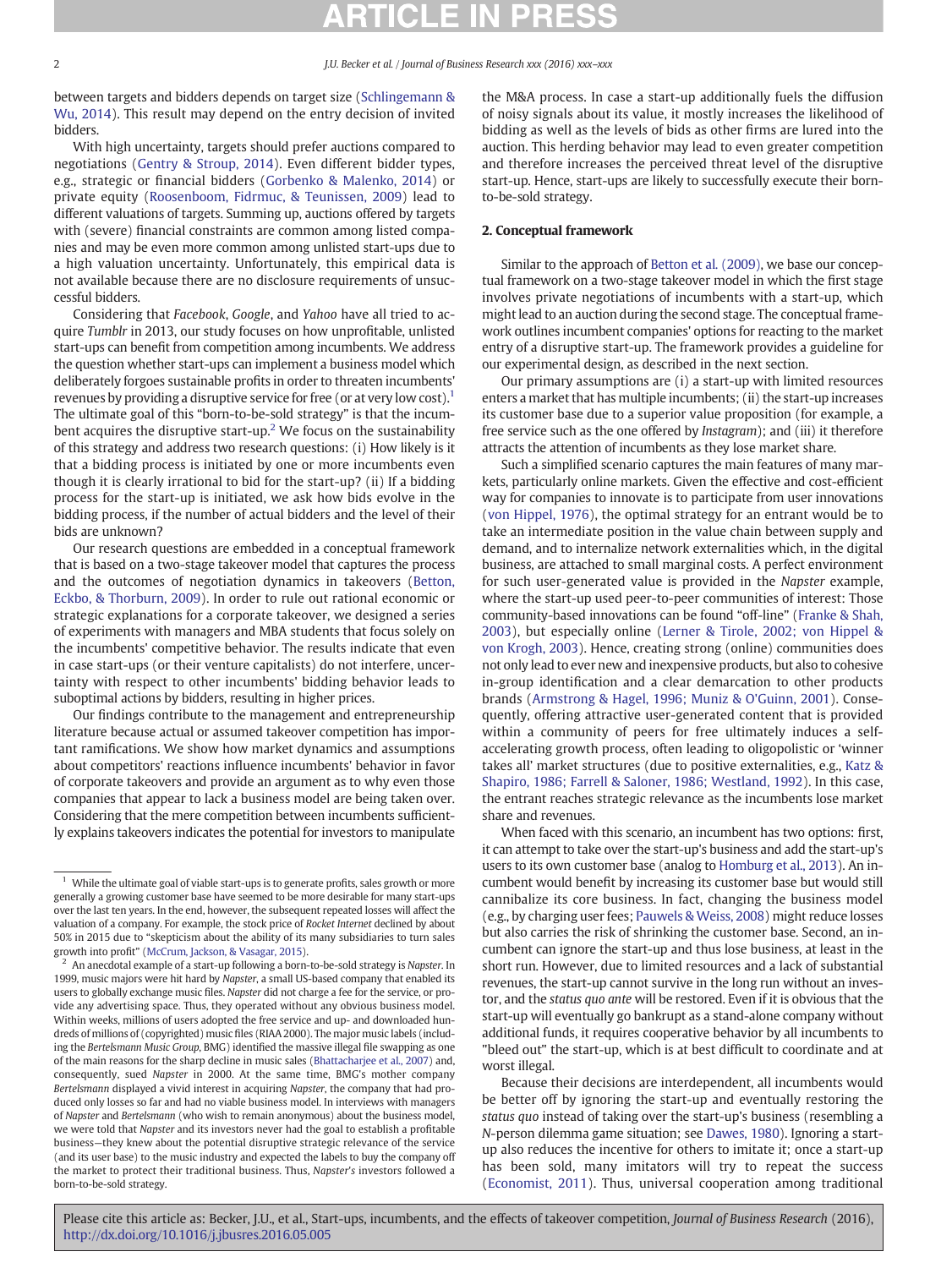between targets and bidders depends on target size (Schlingemann & Wu, 2014). This result may depend on the entry decision of invited bidders.

With high uncertainty, targets should prefer auctions compared to negotiations (Gentry & Stroup, 2014). Even different bidder types, e.g., strategic or financial bidders (Gorbenko & Malenko, 2014) or private equity (Roosenboom, Fidrmuc, & Teunissen, 2009) lead to different valuations of targets. Summing up, auctions offered by targets with (severe) financial constraints are common among listed companies and may be even more common among unlisted start-ups due to a high valuation uncertainty. Unfortunately, this empirical data is not available because there are no disclosure requirements of unsuccessful bidders.

Considering that *Facebook*, *Google*, and *Yahoo* have all tried to acquire *Tumblr* in 2013, our study focuses on how unprofitable, unlisted start-ups can benefit from competition among incumbents. We address the question whether start-ups can implement a business model which deliberately forgoes sustainable profits in order to threaten incumbents' revenues by providing a disruptive service for free (or at very low cost).[1] The ultimate goal of this "born-to-be-sold strategy" is that the incumbent acquires the disruptive start-up.[2] We focus on the sustainability of this strategy and address two research questions: (i) How likely is it that a bidding process is initiated by one or more incumbents even though it is clearly irrational to bid for the start-up? (ii) If a bidding process for the start-up is initiated, we ask how bids evolve in the bidding process, if the number of actual bidders and the level of their bids are unknown?

Our research questions are embedded in a conceptual framework that is based on a two-stage takeover model that captures the process and the outcomes of negotiation dynamics in takeovers (Betton, Eckbo, & Thorburn, 2009). In order to rule out rational economic or strategic explanations for a corporate takeover, we designed a series of experiments with managers and MBA students that focus solely on the incumbents' competitive behavior. The results indicate that even in case start-ups (or their venture capitalists) do not interfere, uncertainty with respect to other incumbents' bidding behavior leads to suboptimal actions by bidders, resulting in higher prices.

Our findings contribute to the management and entrepreneurship literature because actual or assumed takeover competition has important ramifications. We show how market dynamics and assumptions about competitors' reactions influence incumbents' behavior in favor of corporate takeovers and provide an argument as to why even those companies that appear to lack a business model are being taken over. Considering that the mere competition between incumbents sufficiently explains takeovers indicates the potential for investors to manipulate the M&A process. In case a start-up additionally fuels the diffusion of noisy signals about its value, it mostly increases the likelihood of bidding as well as the levels of bids as other firms are lured into the auction. This herding behavior may lead to even greater competition and therefore increases the perceived threat level of the disruptive start-up. Hence, start-ups are likely to successfully execute their born-to-be-sold strategy.

## 2. Conceptual framework

Similar to the approach of Betton et al. (2009), we base our conceptual framework on a two-stage takeover model in which the first stage involves private negotiations of incumbents with a start-up, which might lead to an auction during the second stage. The conceptual framework outlines incumbent companies' options for reacting to the market entry of a disruptive start-up. The framework provides a guideline for our experimental design, as described in the next section.

Our primary assumptions are (i) a start-up with limited resources enters a market that has multiple incumbents; (ii) the start-up increases its customer base due to a superior value proposition (for example, a free service such as the one offered by *Instagram*); and (iii) it therefore attracts the attention of incumbents as they lose market share.

Such a simplified scenario captures the main features of many markets, particularly online markets. Given the effective and cost-efficient way for companies to innovate is to participate from user innovations (von Hippel, 1976), the optimal strategy for an entrant would be to take an intermediate position in the value chain between supply and demand, and to internalize network externalities which, in the digital business, are attached to small marginal costs. A perfect environment for such user-generated value is provided in the *Napster* example, where the start-up used peer-to-peer communities of interest: Those community-based innovations can be found "off-line" (Franke & Shah, 2003), but especially online (Lerner & Tirole, 2002; von Hippel & von Krogh, 2003). Hence, creating strong (online) communities does not only lead to ever new and inexpensive products, but also to cohesive in-group identification and a clear demarcation to other products brands (Armstrong & Hagel, 1996; Muniz & O'Guinn, 2001). Consequently, offering attractive user-generated content that is provided within a community of peers for free ultimately induces a self-accelerating growth process, often leading to oligopolistic or 'winner takes all' market structures (due to positive externalities, e.g., Katz & Shapiro, 1986; Farrell & Saloner, 1986; Westland, 1992). In this case, the entrant reaches strategic relevance as the incumbents lose market share and revenues.

When faced with this scenario, an incumbent has two options: first, it can attempt to take over the start-up's business and add the start-up's users to its own customer base (analog to Homburg et al., 2013). An incumbent would benefit by increasing its customer base but would still cannibalize its core business. In fact, changing the business model (e.g., by charging user fees; Pauwels & Weiss, 2008) might reduce losses but also carries the risk of shrinking the customer base. Second, an incumbent can ignore the start-up and thus lose business, at least in the short run. However, due to limited resources and a lack of substantial revenues, the start-up cannot survive in the long run without an investor, and the *status quo ante* will be restored. Even if it is obvious that the start-up will eventually go bankrupt as a stand-alone company without additional funds, it requires cooperative behavior by all incumbents to "bleed out" the start-up, which is at best difficult to coordinate and at worst illegal.

Because their decisions are interdependent, all incumbents would be better off by ignoring the start-up and eventually restoring the *status quo* instead of taking over the start-up's business (resembling a *N*-person dilemma game situation; see Dawes, 1980). Ignoring a start-up also reduces the incentive for others to imitate it; once a start-up has been sold, many imitators will try to repeat the success (Economist, 2011). Thus, universal cooperation among traditional

[1] While the ultimate goal of viable start-ups is to generate profits, sales growth or more generally a growing customer base have seemed to be more desirable for many start-ups over the last ten years. In the end, however, the subsequent repeated losses will affect the valuation of a company. For example, the stock price of *Rocket Internet* declined by about 50% in 2015 due to "skepticism about the ability of its many subsidiaries to turn sales growth into profit" (McCrum, Jackson, & Vasagar, 2015).

[2] An anecdotal example of a start-up following a born-to-be-sold strategy is *Napster*. In 1999, music majors were hit hard by *Napster*, a small US-based company that enabled its users to globally exchange music files. *Napster* did not charge a fee for the service, or provide any advertising space. Thus, they operated without any obvious business model. Within weeks, millions of users adopted the free service and up- and downloaded hundreds of millions of (copyrighted) music files (RIAA 2000). The major music labels (including the *Bertelsmann Music Group*, BMG) identified the massive illegal file swapping as one of the main reasons for the sharp decline in music sales (Bhattacharjee et al., 2007) and, consequently, sued *Napster* in 2000. At the same time, BMG's mother company *Bertelsmann* displayed a vivid interest in acquiring *Napster*, the company that had produced only losses so far and had no viable business model. In interviews with managers of *Napster* and *Bertelsmann* (who wish to remain anonymous) about the business model, we were told that *Napster* and its investors never had the goal to establish a profitable business—they knew about the potential disruptive strategic relevance of the service (and its user base) to the music industry and expected the labels to buy the company off the market to protect their traditional business. Thus, *Napster's* investors followed a born-to-be-sold strategy.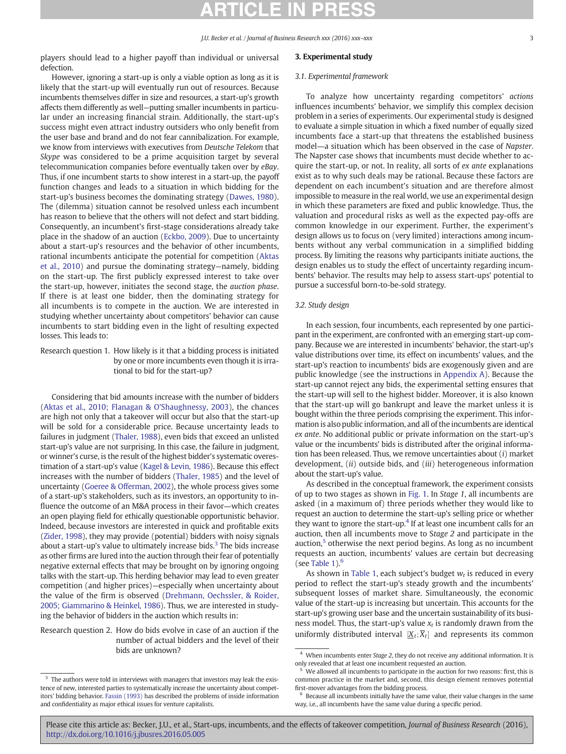players should lead to a higher payoff than individual or universal defection.

However, ignoring a start-up is only a viable option as long as it is likely that the start-up will eventually run out of resources. Because incumbents themselves differ in size and resources, a start-up's growth affects them differently as well—putting smaller incumbents in particular under an increasing financial strain. Additionally, the start-up's success might even attract industry outsiders who only benefit from the user base and brand and do not fear cannibalization. For example, we know from interviews with executives from *Deutsche Telekom* that *Skype* was considered to be a prime acquisition target by several telecommunication companies before eventually taken over by *eBay*. Thus, if one incumbent starts to show interest in a start-up, the payoff function changes and leads to a situation in which bidding for the start-up's business becomes the dominating strategy (Dawes, 1980). The (dilemma) situation cannot be resolved unless each incumbent has reason to believe that the others will not defect and start bidding. Consequently, an incumbent's first-stage considerations already take place in the shadow of an auction (Eckbo, 2009). Due to uncertainty about a start-up's resources and the behavior of other incumbents, rational incumbents anticipate the potential for competition (Aktas et al., 2010) and pursue the dominating strategy—namely, bidding on the start-up. The first publicly expressed interest to take over the start-up, however, initiates the second stage, the *auction phase*. If there is at least one bidder, then the dominating strategy for all incumbents is to compete in the auction. We are interested in studying whether uncertainty about competitors' behavior can cause incumbents to start bidding even in the light of resulting expected losses. This leads to:

Research question 1. How likely is it that a bidding process is initiated by one or more incumbents even though it is irrational to bid for the start-up?

Considering that bid amounts increase with the number of bidders (Aktas et al., 2010; Flanagan & O'Shaughnessy, 2003), the chances are high not only that a takeover will occur but also that the start-up will be sold for a considerable price. Because uncertainty leads to failures in judgment (Thaler, 1988), even bids that exceed an unlisted start-up's value are not surprising. In this case, the failure in judgment, or winner's curse, is the result of the highest bidder's systematic overestimation of a start-up's value (Kagel & Levin, 1986). Because this effect increases with the number of bidders (Thaler, 1985) and the level of uncertainty (Goeree & Offerman, 2002), the whole process gives some of a start-up's stakeholders, such as its investors, an opportunity to influence the outcome of an M&A process in their favor—which creates an open playing field for ethically questionable opportunistic behavior. Indeed, because investors are interested in quick and profitable exits (Zider, 1998), they may provide (potential) bidders with noisy signals about a start-up's value to ultimately increase bids.[3] The bids increase as other firms are lured into the auction through their fear of potentially negative external effects that may be brought on by ignoring ongoing talks with the start-up. This herding behavior may lead to even greater competition (and higher prices)—especially when uncertainty about the value of the firm is observed (Drehmann, Oechssler, & Roider, 2005; Giammarino & Heinkel, 1986). Thus, we are interested in studying the behavior of bidders in the auction which results in:

Research question 2. How do bids evolve in case of an auction if the number of actual bidders and the level of their bids are unknown?

[3] The authors were told in interviews with managers that investors may leak the existence of new, interested parties to systematically increase the uncertainty about competitors' bidding behavior. Fassin (1993) has described the problems of inside information and confidentiality as major ethical issues for venture capitalists.

## 3. Experimental study

### 3.1. Experimental framework

To analyze how uncertainty regarding competitors' *actions* influences incumbents' behavior, we simplify this complex decision problem in a series of experiments. Our experimental study is designed to evaluate a simple situation in which a fixed number of equally sized incumbents face a start-up that threatens the established business model—a situation which has been observed in the case of *Napster*. The Napster case shows that incumbents must decide whether to acquire the start-up, or not. In reality, all sorts of *ex ante* explanations exist as to why such deals may be rational. Because these factors are dependent on each incumbent's situation and are therefore almost impossible to measure in the real world, we use an experimental design in which these parameters are fixed and public knowledge. Thus, the valuation and procedural risks as well as the expected pay-offs are common knowledge in our experiment. Further, the experiment's design allows us to focus on (very limited) interactions among incumbents without any verbal communication in a simplified bidding process. By limiting the reasons why participants initiate auctions, the design enables us to study the effect of uncertainty regarding incumbents' behavior. The results may help to assess start-ups' potential to pursue a successful born-to-be-sold strategy.

### 3.2. Study design

In each session, four incumbents, each represented by one participant in the experiment, are confronted with an emerging start-up company. Because we are interested in incumbents' behavior, the start-up's value distributions over time, its effect on incumbents' values, and the start-up's reaction to incumbents' bids are exogenously given and are public knowledge (see the instructions in Appendix A). Because the start-up cannot reject any bids, the experimental setting ensures that the start-up will sell to the highest bidder. Moreover, it is also known that the start-up will go bankrupt and leave the market unless it is bought within the three periods comprising the experiment. This information is also public information, and all of the incumbents are identical *ex ante*. No additional public or private information on the start-up's value or the incumbents' bids is distributed after the original information has been released. Thus, we remove uncertainties about (*i*) market development, (*ii*) outside bids, and (*iii*) heterogeneous information about the start-up's value.

As described in the conceptual framework, the experiment consists of up to two stages as shown in Fig. 1. In *Stage 1*, all incumbents are asked (in a maximum of) three periods whether they would like to request an auction to determine the start-up's selling price or whether they want to ignore the start-up.[4] If at least one incumbent calls for an auction, then all incumbents move to *Stage 2* and participate in the auction,[5] otherwise the next period begins. As long as no incumbent requests an auction, incumbents' values are certain but decreasing (see Table 1).[6]

As shown in Table 1, each subject's budget $w_t$ is reduced in every period to reflect the start-up's steady growth and the incumbents' subsequent losses of market share. Simultaneously, the economic value of the start-up is increasing but uncertain. This accounts for the start-up's growing user base and the uncertain sustainability of its business model. Thus, the start-up's value $x_t$ is randomly drawn from the uniformly distributed interval $[\underline{X}_t; \overline{X}_t]$ and represents its common

[4] When incumbents enter *Stage 2*, they do not receive any additional information. It is only revealed that at least one incumbent requested an auction.

[5] We allowed all incumbents to participate in the auction for two reasons: first, this is common practice in the market and, second, this design element removes potential first-mover advantages from the bidding process.

[6] Because all incumbents initially have the same value, their value changes in the same way, i.e., all incumbents have the same value during a specific period.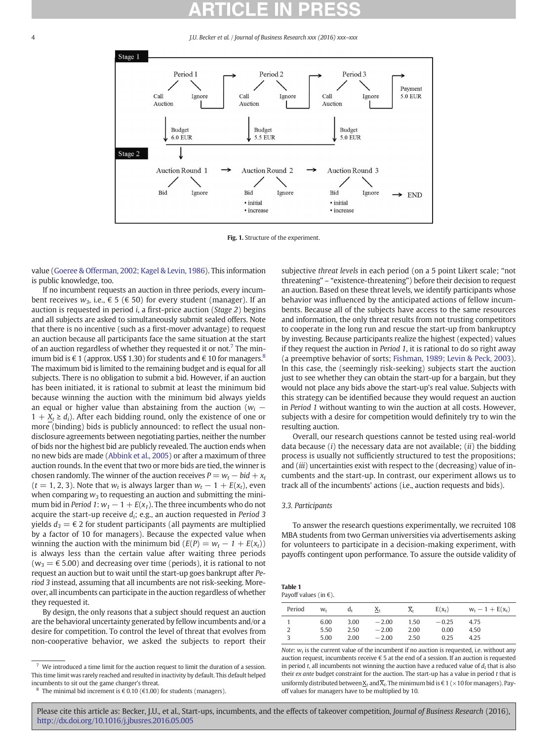Stage 1

Period 1: Call Auction / Ignore → Period 2: Call Auction / Ignore → Period 3: Call Auction / Ignore → Payment 5.0 EUR

Budget 6.0 EUR | Budget 5.5 EUR | Budget 5.0 EUR

Stage 2

Auction Round 1: Bid / Ignore → Auction Round 2: Bid (• initial • increase) / Ignore → Auction Round 3: Bid (• initial • increase) / Ignore → END

**Fig. 1.** Structure of the experiment.

value (Goeree & Offerman, 2002; Kagel & Levin, 1986). This information is public knowledge, too.

If no incumbent requests an auction in three periods, every incumbent receives $w_3$, i.e., € 5 (€ 50) for every student (manager). If an auction is requested in period $i$, a first-price auction (*Stage 2*) begins and all subjects are asked to simultaneously submit sealed offers. Note that there is no incentive (such as a first-mover advantage) to request an auction because all participants face the same situation at the start of an auction regardless of whether they requested it or not.[7] The minimum bid is € 1 (approx. US$ 1.30) for students and € 10 for managers.[8] The maximum bid is limited to the remaining budget and is equal for all subjects. There is no obligation to submit a bid. However, if an auction has been initiated, it is rational to submit at least the minimum bid because winning the auction with the minimum bid always yields an equal or higher value than abstaining from the auction ($w_i - 1 + \underline{X}_t \geq d_i$). After each bidding round, only the existence of one or more (binding) bids is publicly announced: to reflect the usual non-disclosure agreements between negotiating parties, neither the number of bids nor the highest bid are publicly revealed. The auction ends when no new bids are made (Abbink et al., 2005) or after a maximum of three auction rounds. In the event that two or more bids are tied, the winner is chosen randomly. The winner of the auction receives $P = w_t - bid + x_t$ ($t = 1, 2, 3$). Note that $w_t$ is always larger than $w_t - 1 + E(x_t)$, even when comparing $w_3$ to requesting an auction and submitting the minimum bid in *Period 1*: $w_1 - 1 + E(x_1)$. The three incumbents who do not acquire the start-up receive $d_i$; e.g., an auction requested in *Period 3* yields $d_3$ = € 2 for student participants (all payments are multiplied by a factor of 10 for managers). Because the expected value when winning the auction with the minimum bid ($E(P) = w_t - 1 + E(x_t)$) is always less than the certain value after waiting three periods ($w_3$ = € 5.00) and decreasing over time (periods), it is rational to not request an auction but to wait until the start-up goes bankrupt after *Period 3* instead, assuming that all incumbents are not risk-seeking. Moreover, all incumbents can participate in the auction regardless of whether they requested it.

By design, the only reasons that a subject should request an auction are the behavioral uncertainty generated by fellow incumbents and/or a desire for competition. To control the level of threat that evolves from non-cooperative behavior, we asked the subjects to report their subjective *threat levels* in each period (on a 5 point Likert scale; "not threatening" – "existence-threatening") before their decision to request an auction. Based on these threat levels, we identify participants whose behavior was influenced by the anticipated actions of fellow incumbents. Because all of the subjects have access to the same resources and information, the only threat results from not trusting competitors to cooperate in the long run and rescue the start-up from bankruptcy by investing. Because participants realize the highest (expected) values if they request the auction in *Period 1*, it is rational to do so right away (a preemptive behavior of sorts; Fishman, 1989; Levin & Peck, 2003). In this case, the (seemingly risk-seeking) subjects start the auction just to see whether they can obtain the start-up for a bargain, but they would not place any bids above the start-up's real value. Subjects with this strategy can be identified because they would request an auction in *Period 1* without wanting to win the auction at all costs. However, subjects with a desire for competition would definitely try to win the resulting auction.

Overall, our research questions cannot be tested using real-world data because (*i*) the necessary data are not available; (*ii*) the bidding process is usually not sufficiently structured to test the propositions; and (*iii*) uncertainties exist with respect to the (decreasing) value of incumbents and the start-up. In contrast, our experiment allows us to track all of the incumbents' actions (i.e., auction requests and bids).

### 3.3. Participants

To answer the research questions experimentally, we recruited 108 MBA students from two German universities via advertisements asking for volunteers to participate in a decision-making experiment, with payoffs contingent upon performance. To assure the outside validity of

**Table 1**
Payoff values (in €).

| Period | $w_t$ | $d_t$ | $\underline{X}_t$ | $\overline{X}_t$ | $E(x_t)$ | $w_t - 1 + E(x_t)$ |
|---|---|---|---|---|---|---|
| 1 | 6.00 | 3.00 | −2.00 | 1.50 | −0.25 | 4.75 |
| 2 | 5.50 | 2.50 | −2.00 | 2.00 | 0.00 | 4.50 |
| 3 | 5.00 | 2.00 | −2.00 | 2.50 | 0.25 | 4.25 |

*Note*: $w_t$ is the current value of the incumbent if no auction is requested, i.e. without any auction request, incumbents receive € 5 at the end of a session. If an auction is requested in period $t$, all incumbents not winning the auction have a reduced value of $d_t$ that is also their *ex ante* budget constraint for the auction. The start-up has a value in period $t$ that is uniformly distributed between $\underline{X}_t$ and $\overline{X}_t$. The minimum bid is € 1 (×10 for managers). Payoff values for managers have to be multiplied by 10.

[7] We introduced a time limit for the auction request to limit the duration of a session. This time limit was rarely reached and resulted in inactivity by default. This default helped incumbents to sit out the game changer's threat.

[8] The minimal bid increment is €0.10 (€1.00) for students (managers).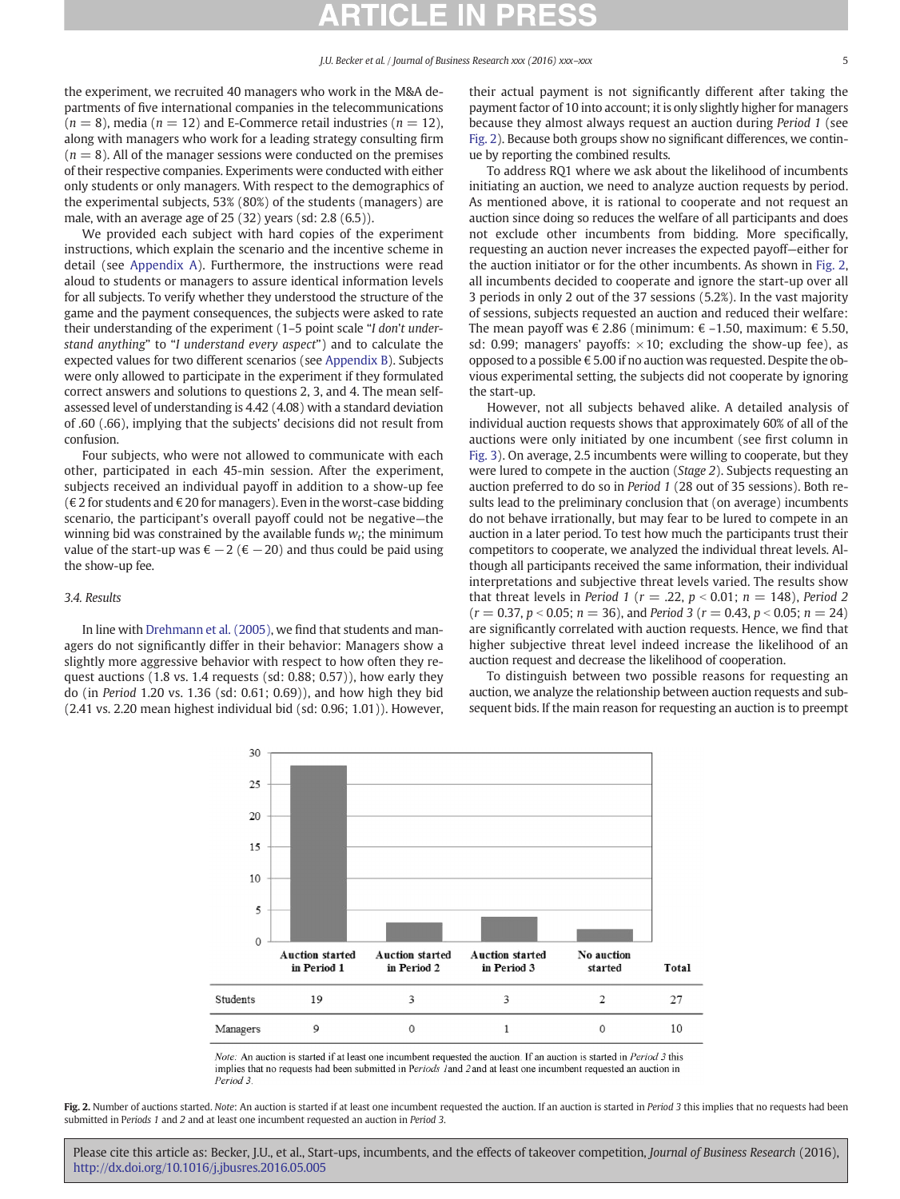the experiment, we recruited 40 managers who work in the M&A departments of five international companies in the telecommunications ($n = 8$), media ($n = 12$) and E-Commerce retail industries ($n = 12$), along with managers who work for a leading strategy consulting firm ($n = 8$). All of the manager sessions were conducted on the premises of their respective companies. Experiments were conducted with either only students or only managers. With respect to the demographics of the experimental subjects, 53% (80%) of the students (managers) are male, with an average age of 25 (32) years (sd: 2.8 (6.5)).

We provided each subject with hard copies of the experiment instructions, which explain the scenario and the incentive scheme in detail (see Appendix A). Furthermore, the instructions were read aloud to students or managers to assure identical information levels for all subjects. To verify whether they understood the structure of the game and the payment consequences, the subjects were asked to rate their understanding of the experiment (1–5 point scale "*I don't understand anything*" to "*I understand every aspect*") and to calculate the expected values for two different scenarios (see Appendix B). Subjects were only allowed to participate in the experiment if they formulated correct answers and solutions to questions 2, 3, and 4. The mean self-assessed level of understanding is 4.42 (4.08) with a standard deviation of .60 (.66), implying that the subjects' decisions did not result from confusion.

Four subjects, who were not allowed to communicate with each other, participated in each 45-min session. After the experiment, subjects received an individual payoff in addition to a show-up fee (€ 2 for students and € 20 for managers). Even in the worst-case bidding scenario, the participant's overall payoff could not be negative—the winning bid was constrained by the available funds $w_t$; the minimum value of the start-up was € −2 (€ −20) and thus could be paid using the show-up fee.

### 3.4. Results

In line with Drehmann et al. (2005), we find that students and managers do not significantly differ in their behavior: Managers show a slightly more aggressive behavior with respect to how often they request auctions (1.8 vs. 1.4 requests (sd: 0.88; 0.57)), how early they do (in *Period* 1.20 vs. 1.36 (sd: 0.61; 0.69)), and how high they bid (2.41 vs. 2.20 mean highest individual bid (sd: 0.96; 1.01)). However, their actual payment is not significantly different after taking the payment factor of 10 into account; it is only slightly higher for managers because they almost always request an auction during *Period 1* (see Fig. 2). Because both groups show no significant differences, we continue by reporting the combined results.

To address RQ1 where we ask about the likelihood of incumbents initiating an auction, we need to analyze auction requests by period. As mentioned above, it is rational to cooperate and not request an auction since doing so reduces the welfare of all participants and does not exclude other incumbents from bidding. More specifically, requesting an auction never increases the expected payoff—either for the auction initiator or for the other incumbents. As shown in Fig. 2, all incumbents decided to cooperate and ignore the start-up over all 3 periods in only 2 out of the 37 sessions (5.2%). In the vast majority of sessions, subjects requested an auction and reduced their welfare: The mean payoff was € 2.86 (minimum: € –1.50, maximum: € 5.50, sd: 0.99; managers' payoffs: ×10; excluding the show-up fee), as opposed to a possible € 5.00 if no auction was requested. Despite the obvious experimental setting, the subjects did not cooperate by ignoring the start-up.

However, not all subjects behaved alike. A detailed analysis of individual auction requests shows that approximately 60% of all of the auctions were only initiated by one incumbent (see first column in Fig. 3). On average, 2.5 incumbents were willing to cooperate, but they were lured to compete in the auction (*Stage 2*). Subjects requesting an auction preferred to do so in *Period 1* (28 out of 35 sessions). Both results lead to the preliminary conclusion that (on average) incumbents do not behave irrationally, but may fear to be lured to compete in an auction in a later period. To test how much the participants trust their competitors to cooperate, we analyzed the individual threat levels. Although all participants received the same information, their individual interpretations and subjective threat levels varied. The results show that threat levels in *Period 1* ($r = .22$, $p < 0.01$; $n = 148$), *Period 2* ($r = 0.37$, $p < 0.05$; $n = 36$), and *Period 3* ($r = 0.43$, $p < 0.05$; $n = 24$) are significantly correlated with auction requests. Hence, we find that higher subjective threat level indeed increase the likelihood of an auction request and decrease the likelihood of cooperation.

To distinguish between two possible reasons for requesting an auction, we analyze the relationship between auction requests and subsequent bids. If the main reason for requesting an auction is to preempt

| | Auction started in Period 1 | Auction started in Period 2 | Auction started in Period 3 | No auction started | Total |
|---|---|---|---|---|---|
| Students | 19 | 3 | 3 | 2 | 27 |
| Managers | 9 | 0 | 1 | 0 | 10 |

*Note*: An auction is started if at least one incumbent requested the auction. If an auction is started in *Period 3* this implies that no requests had been submitted in *Periods 1* and *2* and at least one incumbent requested an auction in *Period 3*.

**Fig. 2.** Number of auctions started. *Note*: An auction is started if at least one incumbent requested the auction. If an auction is started in *Period 3* this implies that no requests had been submitted in *Periods 1* and *2* and at least one incumbent requested an auction in *Period 3*.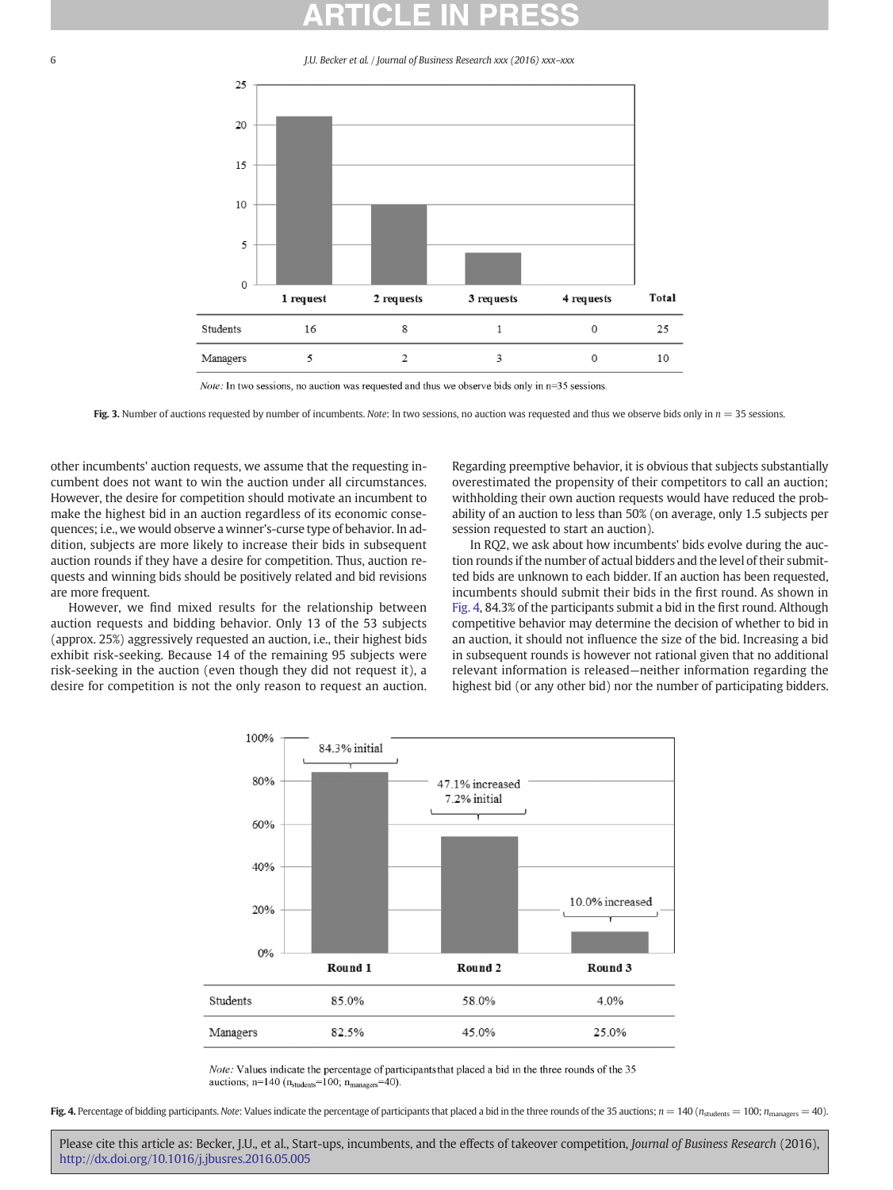| | 1 request | 2 requests | 3 requests | 4 requests | Total |
|---|---|---|---|---|---|
| Students | 16 | 8 | 1 | 0 | 25 |
| Managers | 5 | 2 | 3 | 0 | 10 |

*Note:* In two sessions, no auction was requested and thus we observe bids only in n=35 sessions.

**Fig. 3.** Number of auctions requested by number of incumbents. *Note*: In two sessions, no auction was requested and thus we observe bids only in $n = 35$ sessions.

other incumbents' auction requests, we assume that the requesting incumbent does not want to win the auction under all circumstances. However, the desire for competition should motivate an incumbent to make the highest bid in an auction regardless of its economic consequences; i.e., we would observe a winner's-curse type of behavior. In addition, subjects are more likely to increase their bids in subsequent auction rounds if they have a desire for competition. Thus, auction requests and winning bids should be positively related and bid revisions are more frequent.

However, we find mixed results for the relationship between auction requests and bidding behavior. Only 13 of the 53 subjects (approx. 25%) aggressively requested an auction, i.e., their highest bids exhibit risk-seeking. Because 14 of the remaining 95 subjects were risk-seeking in the auction (even though they did not request it), a desire for competition is not the only reason to request an auction. Regarding preemptive behavior, it is obvious that subjects substantially overestimated the propensity of their competitors to call an auction; withholding their own auction requests would have reduced the probability of an auction to less than 50% (on average, only 1.5 subjects per session requested to start an auction).

In RQ2, we ask about how incumbents' bids evolve during the auction rounds if the number of actual bidders and the level of their submitted bids are unknown to each bidder. If an auction has been requested, incumbents should submit their bids in the first round. As shown in Fig. 4, 84.3% of the participants submit a bid in the first round. Although competitive behavior may determine the decision of whether to bid in an auction, it should not influence the size of the bid. Increasing a bid in subsequent rounds is however not rational given that no additional relevant information is released—neither information regarding the highest bid (or any other bid) nor the number of participating bidders.

| | Round 1 | Round 2 | Round 3 |
|---|---|---|---|
| | 84.3% initial | 47.1% increased, 7.2% initial | 10.0% increased |
| Students | 85.0% | 58.0% | 4.0% |
| Managers | 82.5% | 45.0% | 25.0% |

*Note:* Values indicate the percentage of participants that placed a bid in the three rounds of the 35 auctions; n=140 ($n_{students}$=100; $n_{managers}$=40).

**Fig. 4.** Percentage of bidding participants. *Note*: Values indicate the percentage of participants that placed a bid in the three rounds of the 35 auctions; $n = 140$ ($n_{students} = 100$; $n_{managers} = 40$).

Please cite this article as: Becker, J.U., et al., Start-ups, incumbents, and the effects of takeover competition, *Journal of Business Research* (2016), http://dx.doi.org/10.1016/j.jbusres.2016.05.005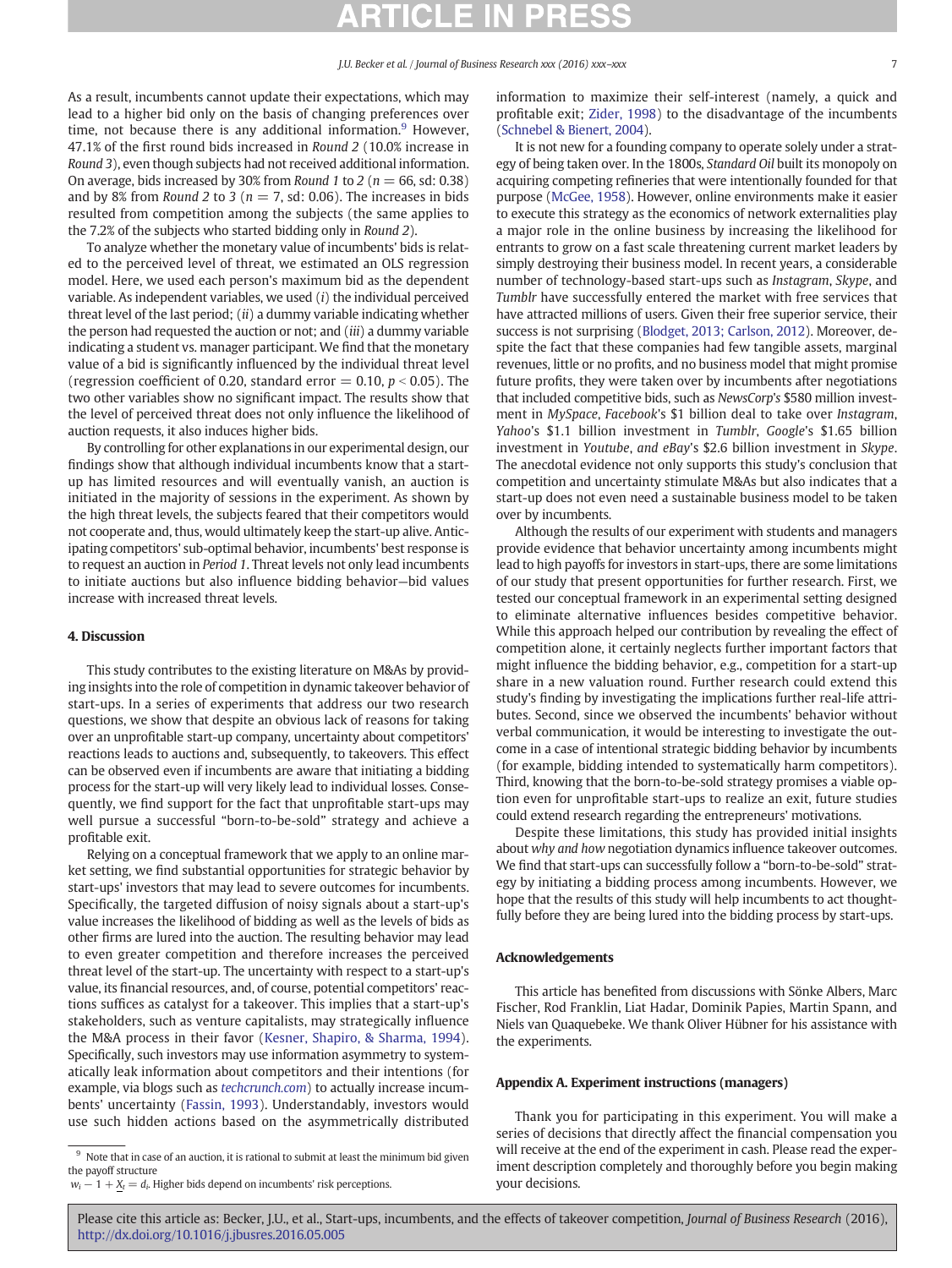As a result, incumbents cannot update their expectations, which may lead to a higher bid only on the basis of changing preferences over time, not because there is any additional information.[9] However, 47.1% of the first round bids increased in *Round 2* (10.0% increase in *Round 3*), even though subjects had not received additional information. On average, bids increased by 30% from *Round 1* to *2* ($n = 66$, sd: 0.38) and by 8% from *Round 2* to *3* ($n = 7$, sd: 0.06). The increases in bids resulted from competition among the subjects (the same applies to the 7.2% of the subjects who started bidding only in *Round 2*).

To analyze whether the monetary value of incumbents' bids is related to the perceived level of threat, we estimated an OLS regression model. Here, we used each person's maximum bid as the dependent variable. As independent variables, we used (*i*) the individual perceived threat level of the last period; (*ii*) a dummy variable indicating whether the person had requested the auction or not; and (*iii*) a dummy variable indicating a student vs. manager participant. We find that the monetary value of a bid is significantly influenced by the individual threat level (regression coefficient of 0.20, standard error = 0.10, $p < 0.05$). The two other variables show no significant impact. The results show that the level of perceived threat does not only influence the likelihood of auction requests, it also induces higher bids.

By controlling for other explanations in our experimental design, our findings show that although individual incumbents know that a start-up has limited resources and will eventually vanish, an auction is initiated in the majority of sessions in the experiment. As shown by the high threat levels, the subjects feared that their competitors would not cooperate and, thus, would ultimately keep the start-up alive. Anticipating competitors' sub-optimal behavior, incumbents' best response is to request an auction in *Period 1*. Threat levels not only lead incumbents to initiate auctions but also influence bidding behavior—bid values increase with increased threat levels.

## 4. Discussion

This study contributes to the existing literature on M&As by providing insights into the role of competition in dynamic takeover behavior of start-ups. In a series of experiments that address our two research questions, we show that despite an obvious lack of reasons for taking over an unprofitable start-up company, uncertainty about competitors' reactions leads to auctions and, subsequently, to takeovers. This effect can be observed even if incumbents are aware that initiating a bidding process for the start-up will very likely lead to individual losses. Consequently, we find support for the fact that unprofitable start-ups may well pursue a successful "born-to-be-sold" strategy and achieve a profitable exit.

Relying on a conceptual framework that we apply to an online market setting, we find substantial opportunities for strategic behavior by start-ups' investors that may lead to severe outcomes for incumbents. Specifically, the targeted diffusion of noisy signals about a start-up's value increases the likelihood of bidding as well as the levels of bids as other firms are lured into the auction. The resulting behavior may lead to even greater competition and therefore increases the perceived threat level of the start-up. The uncertainty with respect to a start-up's value, its financial resources, and, of course, potential competitors' reactions suffices as catalyst for a takeover. This implies that a start-up's stakeholders, such as venture capitalists, may strategically influence the M&A process in their favor (Kesner, Shapiro, & Sharma, 1994). Specifically, such investors may use information asymmetry to systematically leak information about competitors and their intentions (for example, via blogs such as *techcrunch.com*) to actually increase incumbents' uncertainty (Fassin, 1993). Understandably, investors would use such hidden actions based on the asymmetrically distributed information to maximize their self-interest (namely, a quick and profitable exit; Zider, 1998) to the disadvantage of the incumbents (Schnebel & Bienert, 2004).

It is not new for a founding company to operate solely under a strategy of being taken over. In the 1800s, *Standard Oil* built its monopoly on acquiring competing refineries that were intentionally founded for that purpose (McGee, 1958). However, online environments make it easier to execute this strategy as the economics of network externalities play a major role in the online business by increasing the likelihood for entrants to grow on a fast scale threatening current market leaders by simply destroying their business model. In recent years, a considerable number of technology-based start-ups such as *Instagram*, *Skype*, and *Tumblr* have successfully entered the market with free services that have attracted millions of users. Given their free superior service, their success is not surprising (Blodget, 2013; Carlson, 2012). Moreover, despite the fact that these companies had few tangible assets, marginal revenues, little or no profits, and no business model that might promise future profits, they were taken over by incumbents after negotiations that included competitive bids, such as *NewsCorp*'s $580 million investment in *MySpace*, *Facebook*'s $1 billion deal to take over *Instagram*, *Yahoo*'s $1.1 billion investment in *Tumblr*, *Google*'s $1.65 billion investment in *Youtube*, *and eBay*'s $2.6 billion investment in *Skype*. The anecdotal evidence not only supports this study's conclusion that competition and uncertainty stimulate M&As but also indicates that a start-up does not even need a sustainable business model to be taken over by incumbents.

Although the results of our experiment with students and managers provide evidence that behavior uncertainty among incumbents might lead to high payoffs for investors in start-ups, there are some limitations of our study that present opportunities for further research. First, we tested our conceptual framework in an experimental setting designed to eliminate alternative influences besides competitive behavior. While this approach helped our contribution by revealing the effect of competition alone, it certainly neglects further important factors that might influence the bidding behavior, e.g., competition for a start-up share in a new valuation round. Further research could extend this study's finding by investigating the implications further real-life attributes. Second, since we observed the incumbents' behavior without verbal communication, it would be interesting to investigate the outcome in a case of intentional strategic bidding behavior by incumbents (for example, bidding intended to systematically harm competitors). Third, knowing that the born-to-be-sold strategy promises a viable option even for unprofitable start-ups to realize an exit, future studies could extend research regarding the entrepreneurs' motivations.

Despite these limitations, this study has provided initial insights about *why and how* negotiation dynamics influence takeover outcomes. We find that start-ups can successfully follow a "born-to-be-sold" strategy by initiating a bidding process among incumbents. However, we hope that the results of this study will help incumbents to act thoughtfully before they are being lured into the bidding process by start-ups.

## Acknowledgements

This article has benefited from discussions with Sönke Albers, Marc Fischer, Rod Franklin, Liat Hadar, Dominik Papies, Martin Spann, and Niels van Quaquebeke. We thank Oliver Hübner for his assistance with the experiments.

## Appendix A. Experiment instructions (managers)

Thank you for participating in this experiment. You will make a series of decisions that directly affect the financial compensation you will receive at the end of the experiment in cash. Please read the experiment description completely and thoroughly before you begin making your decisions.

---

[9] Note that in case of an auction, it is rational to submit at least the minimum bid given the payoff structure $w_i - 1 + \underline{X}_t = d_i$. Higher bids depend on incumbents' risk perceptions.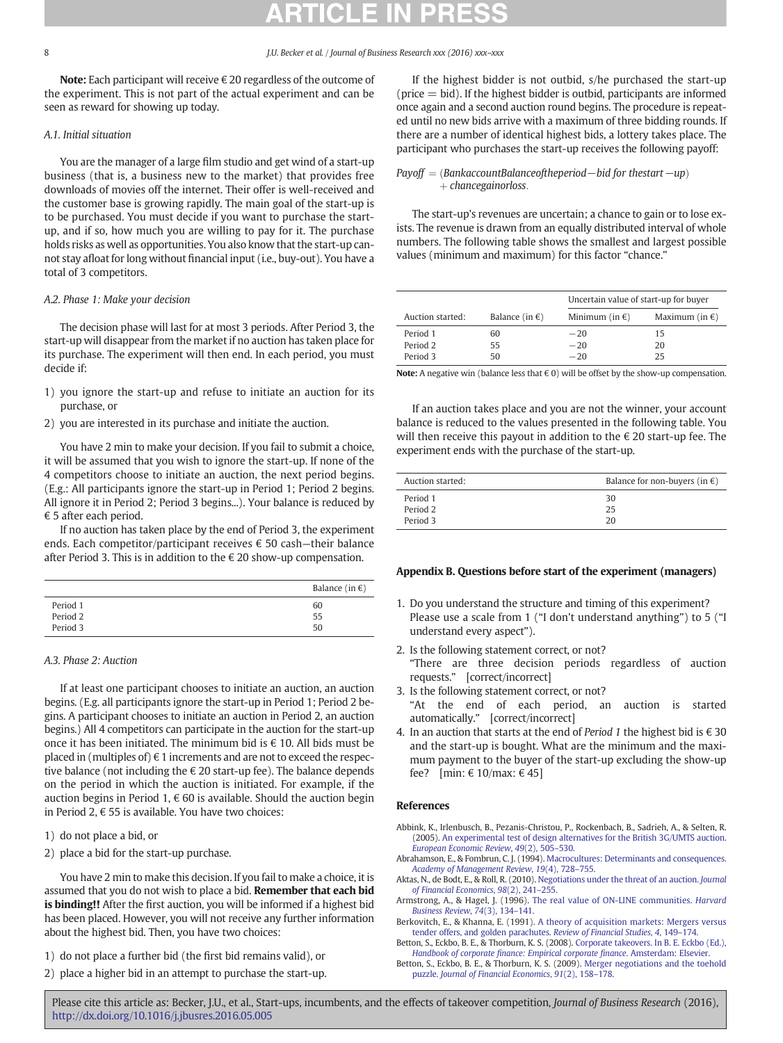**Note:** Each participant will receive € 20 regardless of the outcome of the experiment. This is not part of the actual experiment and can be seen as reward for showing up today.

### A.1. Initial situation

You are the manager of a large film studio and get wind of a start-up business (that is, a business new to the market) that provides free downloads of movies off the internet. Their offer is well-received and the customer base is growing rapidly. The main goal of the start-up is to be purchased. You must decide if you want to purchase the start-up, and if so, how much you are willing to pay for it. The purchase holds risks as well as opportunities. You also know that the start-up cannot stay afloat for long without financial input (i.e., buy-out). You have a total of 3 competitors.

### A.2. Phase 1: Make your decision

The decision phase will last for at most 3 periods. After Period 3, the start-up will disappear from the market if no auction has taken place for its purchase. The experiment will then end. In each period, you must decide if:

1) you ignore the start-up and refuse to initiate an auction for its purchase, or
2) you are interested in its purchase and initiate the auction.

You have 2 min to make your decision. If you fail to submit a choice, it will be assumed that you wish to ignore the start-up. If none of the 4 competitors choose to initiate an auction, the next period begins. (E.g.: All participants ignore the start-up in Period 1; Period 2 begins. All ignore it in Period 2; Period 3 begins...). Your balance is reduced by € 5 after each period.

If no auction has taken place by the end of Period 3, the experiment ends. Each competitor/participant receives € 50 cash—their balance after Period 3. This is in addition to the € 20 show-up compensation.

| | Balance (in €) |
|---|---|
| Period 1 | 60 |
| Period 2 | 55 |
| Period 3 | 50 |

### A.3. Phase 2: Auction

If at least one participant chooses to initiate an auction, an auction begins. (E.g. all participants ignore the start-up in Period 1; Period 2 begins. A participant chooses to initiate an auction in Period 2, an auction begins.) All 4 competitors can participate in the auction for the start-up once it has been initiated. The minimum bid is € 10. All bids must be placed in (multiples of) € 1 increments and are not to exceed the respective balance (not including the € 20 start-up fee). The balance depends on the period in which the auction is initiated. For example, if the auction begins in Period 1, € 60 is available. Should the auction begin in Period 2, € 55 is available. You have two choices:

1) do not place a bid, or
2) place a bid for the start-up purchase.

You have 2 min to make this decision. If you fail to make a choice, it is assumed that you do not wish to place a bid. **Remember that each bid is binding!!** After the first auction, you will be informed if a highest bid has been placed. However, you will not receive any further information about the highest bid. Then, you have two choices:

1) do not place a further bid (the first bid remains valid), or
2) place a higher bid in an attempt to purchase the start-up.

If the highest bidder is not outbid, s/he purchased the start-up (price = bid). If the highest bidder is outbid, participants are informed once again and a second auction round begins. The procedure is repeated until no new bids arrive with a maximum of three bidding rounds. If there are a number of identical highest bids, a lottery takes place. The participant who purchases the start-up receives the following payoff:

$$Payoff = (BankaccountBalanceoftheperiod - bid\ for\ thestart-up) + chancegainorloss.$$

The start-up's revenues are uncertain; a chance to gain or to lose exists. The revenue is drawn from an equally distributed interval of whole numbers. The following table shows the smallest and largest possible values (minimum and maximum) for this factor "chance."

| Auction started: | Balance (in €) | Uncertain value of start-up for buyer | |
|---|---|---|---|
| | | Minimum (in €) | Maximum (in €) |
| Period 1 | 60 | −20 | 15 |
| Period 2 | 55 | −20 | 20 |
| Period 3 | 50 | −20 | 25 |

**Note:** A negative win (balance less that € 0) will be offset by the show-up compensation.

If an auction takes place and you are not the winner, your account balance is reduced to the values presented in the following table. You will then receive this payout in addition to the € 20 start-up fee. The experiment ends with the purchase of the start-up.

| Auction started: | Balance for non-buyers (in €) |
|---|---|
| Period 1 | 30 |
| Period 2 | 25 |
| Period 3 | 20 |

## Appendix B. Questions before start of the experiment (managers)

1. Do you understand the structure and timing of this experiment? Please use a scale from 1 ("I don't understand anything") to 5 ("I understand every aspect").
2. Is the following statement correct, or not?
"There are three decision periods regardless of auction requests." [correct/incorrect]
3. Is the following statement correct, or not?
"At the end of each period, an auction is started automatically." [correct/incorrect]
4. In an auction that starts at the end of *Period 1* the highest bid is € 30 and the start-up is bought. What are the minimum and the maximum payment to the buyer of the start-up excluding the show-up fee? [min: € 10/max: € 45]

## References

Abbink, K., Irlenbusch, B., Pezanis-Christou, P., Rockenbach, B., Sadrieh, A., & Selten, R. (2005). An experimental test of design alternatives for the British 3G/UMTS auction. *European Economic Review*, *49*(2), 505–530.

Abrahamson, E., & Fombrun, C. J. (1994). Macrocultures: Determinants and consequences. *Academy of Management Review*, *19*(4), 728–755.

Aktas, N., de Bodt, E., & Roll, R. (2010). Negotiations under the threat of an auction. *Journal of Financial Economics*, *98*(2), 241–255.

Armstrong, A., & Hagel, J. (1996). The real value of ON-LINE communities. *Harvard Business Review*, *74*(3), 134–141.

Berkovitch, E., & Khanna, E. (1991). A theory of acquisition markets: Mergers versus tender offers, and golden parachutes. *Review of Financial Studies*, *4*, 149–174.

Betton, S., Eckbo, B. E., & Thorburn, K. S. (2008). Corporate takeovers. In B. E. Eckbo (Ed.), *Handbook of corporate finance: Empirical corporate finance*. Amsterdam: Elsevier.

Betton, S., Eckbo, B. E., & Thorburn, K. S. (2009). Merger negotiations and the toehold puzzle. *Journal of Financial Economics*, *91*(2), 158–178.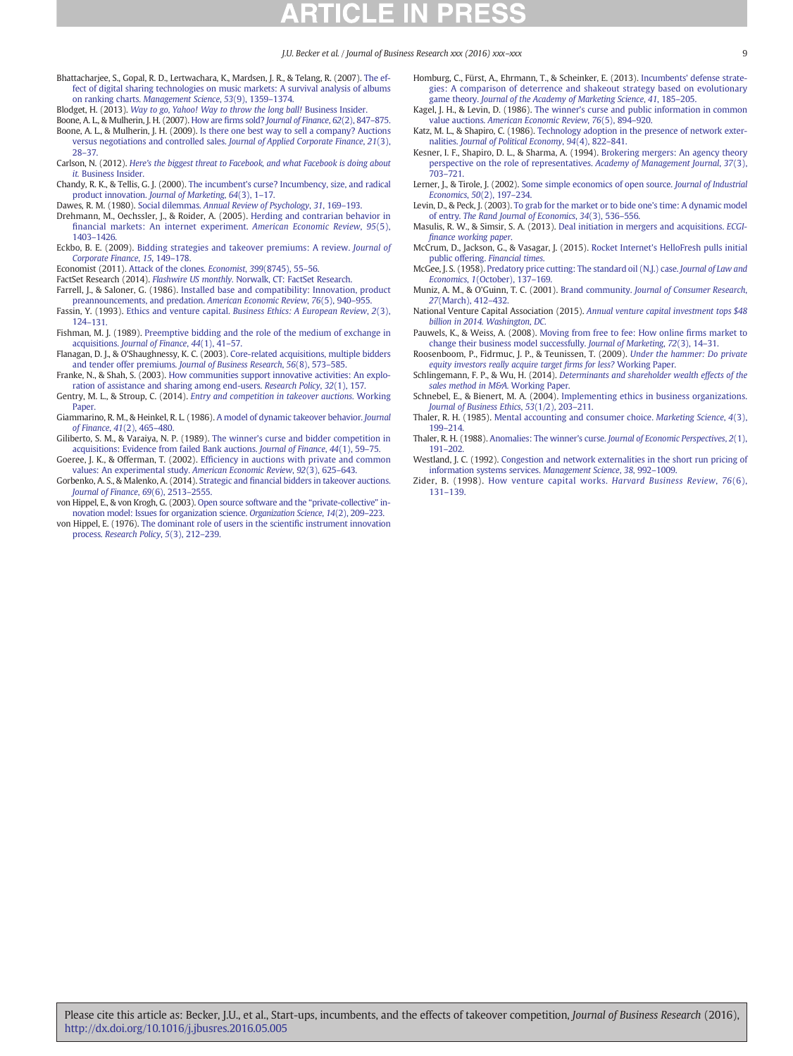Bhattacharjee, S., Gopal, R. D., Lertwachara, K., Mardsen, J. R., & Telang, R. (2007). The effect of digital sharing technologies on music markets: A survival analysis of albums on ranking charts. *Management Science*, *53*(9), 1359–1374.

Blodget, H. (2013). *Way to go, Yahoo! Way to throw the long ball!* Business Insider.

Boone, A. L., & Mulherin, J. H. (2007). How are firms sold? *Journal of Finance*, *62*(2), 847–875.

Boone, A. L., & Mulherin, J. H. (2009). Is there one best way to sell a company? Auctions versus negotiations and controlled sales. *Journal of Applied Corporate Finance*, *21*(3), 28–37.

Carlson, N. (2012). *Here's the biggest threat to Facebook, and what Facebook is doing about it.* Business Insider.

Chandy, R. K., & Tellis, G. J. (2000). The incumbent's curse? Incumbency, size, and radical product innovation. *Journal of Marketing*, *64*(3), 1–17.

Dawes, R. M. (1980). Social dilemmas. *Annual Review of Psychology*, *31*, 169–193.

Drehmann, M., Oechssler, J., & Roider, A. (2005). Herding and contrarian behavior in financial markets: An internet experiment. *American Economic Review*, *95*(5), 1403–1426.

Eckbo, B. E. (2009). Bidding strategies and takeover premiums: A review. *Journal of Corporate Finance*, *15*, 149–178.

Economist (2011). Attack of the clones. *Economist*, *399*(8745), 55–56.

FactSet Research (2014). *Flashwire US monthly*. Norwalk, CT: FactSet Research.

Farrell, J., & Saloner, G. (1986). Installed base and compatibility: Innovation, product preannouncements, and predation. *American Economic Review*, *76*(5), 940–955.

Fassin, Y. (1993). Ethics and venture capital. *Business Ethics: A European Review*, *2*(3), 124–131.

Fishman, M. J. (1989). Preemptive bidding and the role of the medium of exchange in acquisitions. *Journal of Finance*, *44*(1), 41–57.

Flanagan, D. J., & O'Shaughnessy, K. C. (2003). Core-related acquisitions, multiple bidders and tender offer premiums. *Journal of Business Research*, *56*(8), 573–585.

Franke, N., & Shah, S. (2003). How communities support innovative activities: An exploration of assistance and sharing among end-users. *Research Policy*, *32*(1), 157.

Gentry, M. L., & Stroup, C. (2014). *Entry and competition in takeover auctions.* Working Paper.

Giammarino, R. M., & Heinkel, R. L. (1986). A model of dynamic takeover behavior. *Journal of Finance*, *41*(2), 465–480.

Giliberto, S. M., & Varaiya, N. P. (1989). The winner's curse and bidder competition in acquisitions: Evidence from failed Bank auctions. *Journal of Finance*, *44*(1), 59–75.

Goeree, J. K., & Offerman, T. (2002). Efficiency in auctions with private and common values: An experimental study. *American Economic Review*, *92*(3), 625–643.

Gorbenko, A. S., & Malenko, A. (2014). Strategic and financial bidders in takeover auctions. *Journal of Finance*, *69*(6), 2513–2555.

von Hippel, E., & von Krogh, G. (2003). Open source software and the "private-collective" innovation model: Issues for organization science. *Organization Science*, *14*(2), 209–223.

von Hippel, E. (1976). The dominant role of users in the scientific instrument innovation process. *Research Policy*, *5*(3), 212–239.

Homburg, C., Fürst, A., Ehrmann, T., & Scheinker, E. (2013). Incumbents' defense strategies: A comparison of deterrence and shakeout strategy based on evolutionary game theory. *Journal of the Academy of Marketing Science*, *41*, 185–205.

Kagel, J. H., & Levin, D. (1986). The winner's curse and public information in common value auctions. *American Economic Review*, *76*(5), 894–920.

Katz, M. L., & Shapiro, C. (1986). Technology adoption in the presence of network externalities. *Journal of Political Economy*, *94*(4), 822–841.

Kesner, I. F., Shapiro, D. L., & Sharma, A. (1994). Brokering mergers: An agency theory perspective on the role of representatives. *Academy of Management Journal*, *37*(3), 703–721.

Lerner, J., & Tirole, J. (2002). Some simple economics of open source. *Journal of Industrial Economics*, *50*(2), 197–234.

Levin, D., & Peck, J. (2003). To grab for the market or to bide one's time: A dynamic model of entry. *The Rand Journal of Economics*, *34*(3), 536–556.

Masulis, R. W., & Simsir, S. A. (2013). Deal initiation in mergers and acquisitions. *ECGI-finance working paper*.

McCrum, D., Jackson, G., & Vasagar, J. (2015). Rocket Internet's HelloFresh pulls initial public offering. *Financial times*.

McGee, J. S. (1958). Predatory price cutting: The standard oil (N.J.) case. *Journal of Law and Economics*, *1*(October), 137–169.

Muniz, A. M., & O'Guinn, T. C. (2001). Brand community. *Journal of Consumer Research*, *27*(March), 412–432.

National Venture Capital Association (2015). *Annual venture capital investment tops $48 billion in 2014. Washington, DC.*

Pauwels, K., & Weiss, A. (2008). Moving from free to fee: How online firms market to change their business model successfully. *Journal of Marketing*, *72*(3), 14–31.

Roosenboom, P., Fidrmuc, J. P., & Teunissen, T. (2009). *Under the hammer: Do private equity investors really acquire target firms for less?* Working Paper.

Schlingemann, F. P., & Wu, H. (2014). *Determinants and shareholder wealth effects of the sales method in M&A.* Working Paper.

Schnebel, E., & Bienert, M. A. (2004). Implementing ethics in business organizations. *Journal of Business Ethics*, *53*(1/2), 203–211.

Thaler, R. H. (1985). Mental accounting and consumer choice. *Marketing Science*, *4*(3), 199–214.

Thaler, R. H. (1988). Anomalies: The winner's curse. *Journal of Economic Perspectives*, *2*(1), 191–202.

Westland, J. C. (1992). Congestion and network externalities in the short run pricing of information systems services. *Management Science*, *38*, 992–1009.

Zider, B. (1998). How venture capital works. *Harvard Business Review*, *76*(6), 131–139.